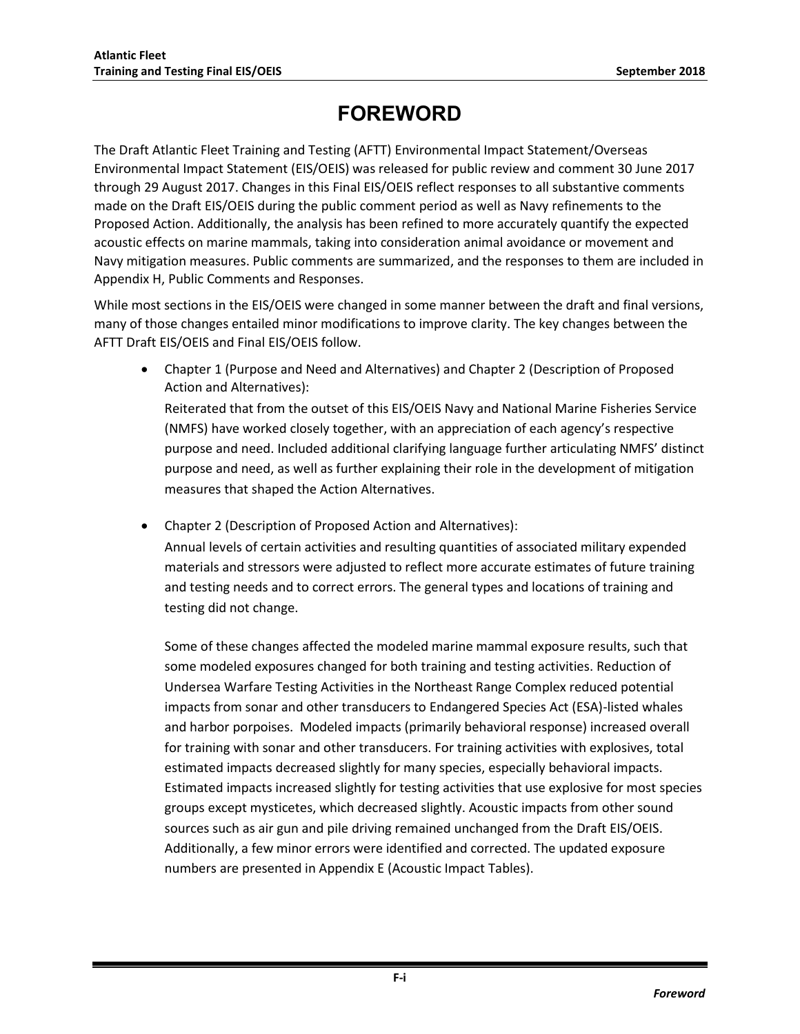# FOREWORD

The Draft Atlantic Fleet Training and Testing (AFTT) Environmental Impact Statement/Overseas Environmental Impact Statement (EIS/OEIS) was released for public review and comment 30 June 2017 through 29 August 2017. Changes in this Final EIS/OEIS reflect responses to all substantive comments made on the Draft EIS/OEIS during the public comment period as well as Navy refinements to the Proposed Action. Additionally, the analysis has been refined to more accurately quantify the expected acoustic effects on marine mammals, taking into consideration animal avoidance or movement and Navy mitigation measures. Public comments are summarized, and the responses to them are included in Appendix H, Public Comments and Responses.

While most sections in the EIS/OEIS were changed in some manner between the draft and final versions, many of those changes entailed minor modifications to improve clarity. The key changes between the AFTT Draft EIS/OEIS and Final EIS/OEIS follow.

- Chapter 1 (Purpose and Need and Alternatives) and Chapter 2 (Description of Proposed Action and Alternatives):
  Reiterated that from the outset of this EIS/OEIS Navy and National Marine Fisheries Service (NMFS) have worked closely together, with an appreciation of each agency's respective purpose and need. Included additional clarifying language further articulating NMFS' distinct purpose and need, as well as further explaining their role in the development of mitigation measures that shaped the Action Alternatives.

- Chapter 2 (Description of Proposed Action and Alternatives):
  Annual levels of certain activities and resulting quantities of associated military expended materials and stressors were adjusted to reflect more accurate estimates of future training and testing needs and to correct errors. The general types and locations of training and testing did not change.

  Some of these changes affected the modeled marine mammal exposure results, such that some modeled exposures changed for both training and testing activities. Reduction of Undersea Warfare Testing Activities in the Northeast Range Complex reduced potential impacts from sonar and other transducers to Endangered Species Act (ESA)-listed whales and harbor porpoises. Modeled impacts (primarily behavioral response) increased overall for training with sonar and other transducers. For training activities with explosives, total estimated impacts decreased slightly for many species, especially behavioral impacts. Estimated impacts increased slightly for testing activities that use explosive for most species groups except mysticetes, which decreased slightly. Acoustic impacts from other sound sources such as air gun and pile driving remained unchanged from the Draft EIS/OEIS. Additionally, a few minor errors were identified and corrected. The updated exposure numbers are presented in Appendix E (Acoustic Impact Tables).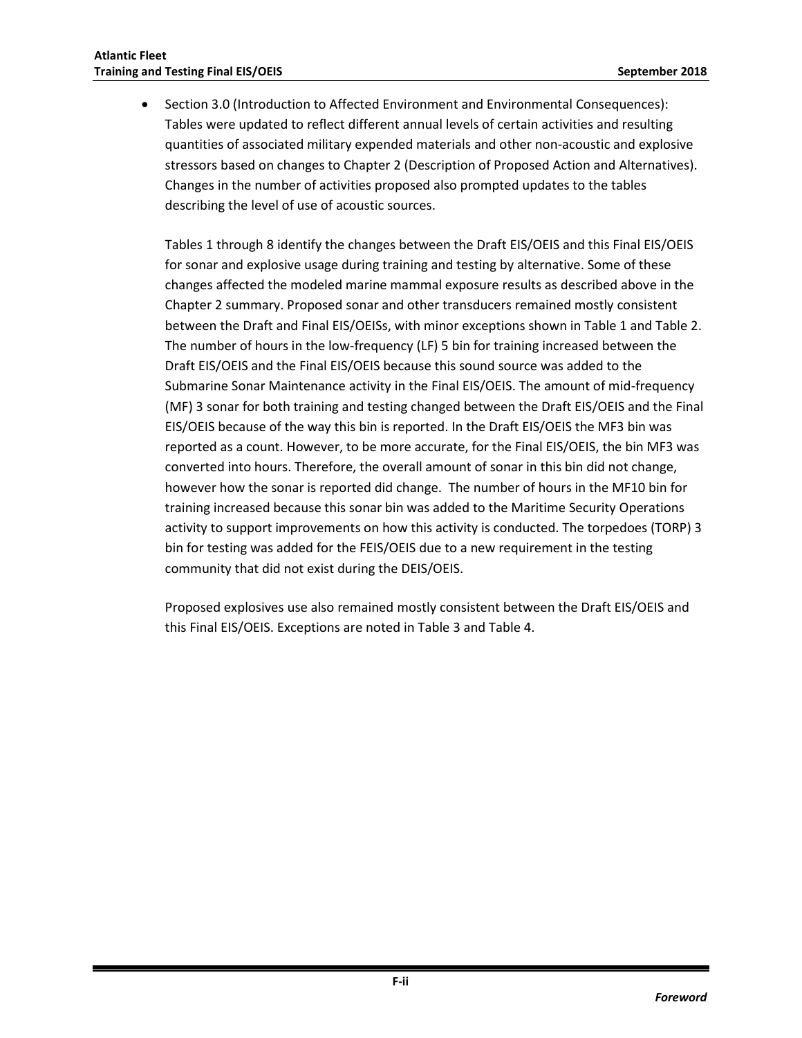- Section 3.0 (Introduction to Affected Environment and Environmental Consequences): Tables were updated to reflect different annual levels of certain activities and resulting quantities of associated military expended materials and other non-acoustic and explosive stressors based on changes to Chapter 2 (Description of Proposed Action and Alternatives). Changes in the number of activities proposed also prompted updates to the tables describing the level of use of acoustic sources.

  Tables 1 through 8 identify the changes between the Draft EIS/OEIS and this Final EIS/OEIS for sonar and explosive usage during training and testing by alternative. Some of these changes affected the modeled marine mammal exposure results as described above in the Chapter 2 summary. Proposed sonar and other transducers remained mostly consistent between the Draft and Final EIS/OEISs, with minor exceptions shown in Table 1 and Table 2. The number of hours in the low-frequency (LF) 5 bin for training increased between the Draft EIS/OEIS and the Final EIS/OEIS because this sound source was added to the Submarine Sonar Maintenance activity in the Final EIS/OEIS. The amount of mid-frequency (MF) 3 sonar for both training and testing changed between the Draft EIS/OEIS and the Final EIS/OEIS because of the way this bin is reported. In the Draft EIS/OEIS the MF3 bin was reported as a count. However, to be more accurate, for the Final EIS/OEIS, the bin MF3 was converted into hours. Therefore, the overall amount of sonar in this bin did not change, however how the sonar is reported did change. The number of hours in the MF10 bin for training increased because this sonar bin was added to the Maritime Security Operations activity to support improvements on how this activity is conducted. The torpedoes (TORP) 3 bin for testing was added for the FEIS/OEIS due to a new requirement in the testing community that did not exist during the DEIS/OEIS.

  Proposed explosives use also remained mostly consistent between the Draft EIS/OEIS and this Final EIS/OEIS. Exceptions are noted in Table 3 and Table 4.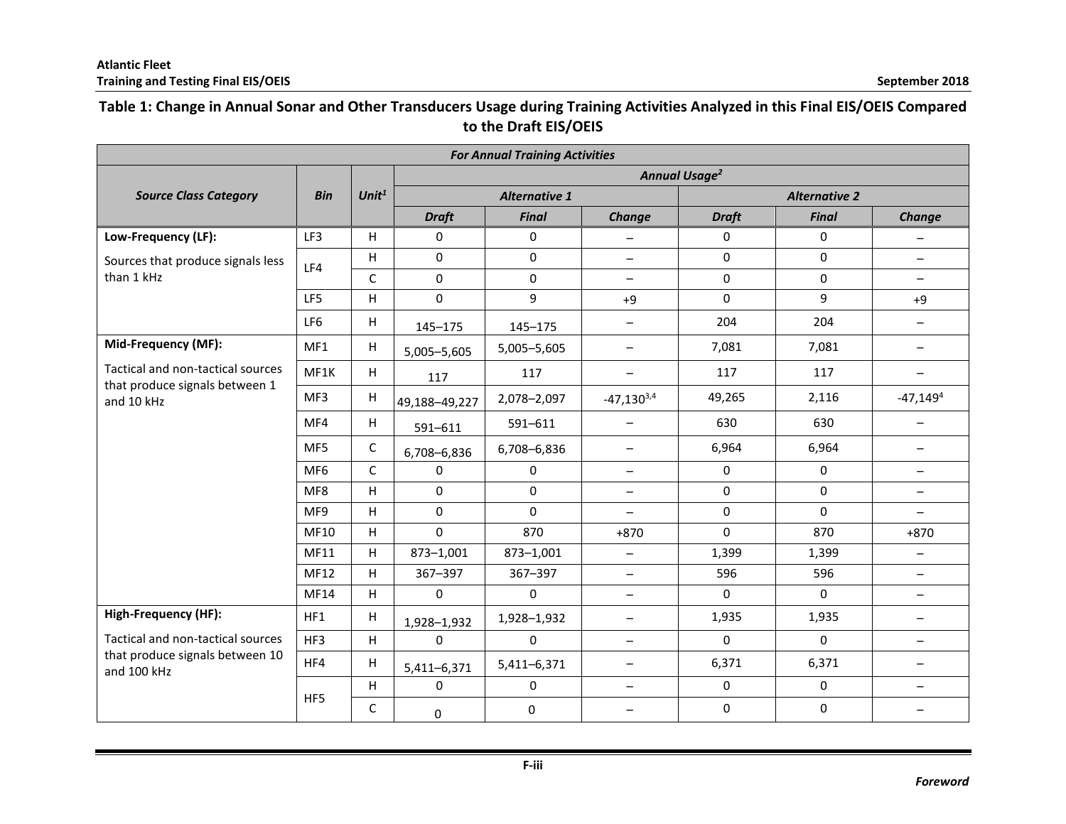**Table 1: Change in Annual Sonar and Other Transducers Usage during Training Activities Analyzed in this Final EIS/OEIS Compared to the Draft EIS/OEIS**

| *For Annual Training Activities* | | | | | | | | |
|---|---|---|---|---|---|---|---|---|
| ***Source Class Category*** | ***Bin*** | ***Unit[1]*** | ***Annual Usage[2]*** | | | | | |
| | | | ***Alternative 1*** | | | ***Alternative 2*** | | |
| | | | ***Draft*** | ***Final*** | ***Change*** | ***Draft*** | ***Final*** | ***Change*** |
| **Low-Frequency (LF):** Sources that produce signals less than 1 kHz | LF3 | H | 0 | 0 | – | 0 | 0 | – |
| | LF4 | H | 0 | 0 | – | 0 | 0 | – |
| | | C | 0 | 0 | – | 0 | 0 | – |
| | LF5 | H | 0 | 9 | +9 | 0 | 9 | +9 |
| | LF6 | H | 145–175 | 145–175 | – | 204 | 204 | – |
| **Mid-Frequency (MF):** Tactical and non-tactical sources that produce signals between 1 and 10 kHz | MF1 | H | 5,005–5,605 | 5,005–5,605 | – | 7,081 | 7,081 | – |
| | MF1K | H | 117 | 117 | – | 117 | 117 | – |
| | MF3 | H | 49,188–49,227 | 2,078–2,097 | -47,130[3,4] | 49,265 | 2,116 | -47,149[4] |
| | MF4 | H | 591–611 | 591–611 | – | 630 | 630 | – |
| | MF5 | C | 6,708–6,836 | 6,708–6,836 | – | 6,964 | 6,964 | – |
| | MF6 | C | 0 | 0 | – | 0 | 0 | – |
| | MF8 | H | 0 | 0 | – | 0 | 0 | – |
| | MF9 | H | 0 | 0 | – | 0 | 0 | – |
| | MF10 | H | 0 | 870 | +870 | 0 | 870 | +870 |
| | MF11 | H | 873–1,001 | 873–1,001 | – | 1,399 | 1,399 | – |
| | MF12 | H | 367–397 | 367–397 | – | 596 | 596 | – |
| | MF14 | H | 0 | 0 | – | 0 | 0 | – |
| **High-Frequency (HF):** Tactical and non-tactical sources that produce signals between 10 and 100 kHz | HF1 | H | 1,928–1,932 | 1,928–1,932 | – | 1,935 | 1,935 | – |
| | HF3 | H | 0 | 0 | – | 0 | 0 | – |
| | HF4 | H | 5,411–6,371 | 5,411–6,371 | – | 6,371 | 6,371 | – |
| | HF5 | H | 0 | 0 | – | 0 | 0 | – |
| | | C | 0 | 0 | – | 0 | 0 | – |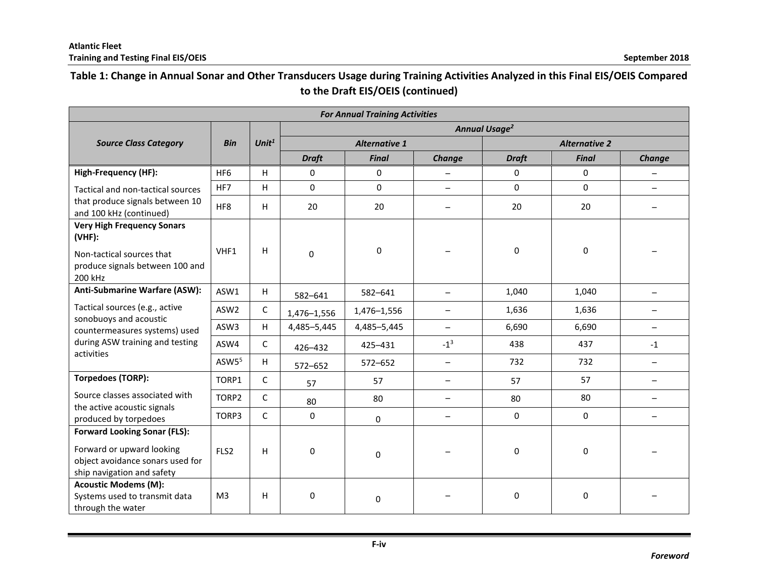**Table 1: Change in Annual Sonar and Other Transducers Usage during Training Activities Analyzed in this Final EIS/OEIS Compared to the Draft EIS/OEIS (continued)**

| *For Annual Training Activities* | | | | | | | | |
|---|---|---|---|---|---|---|---|---|
| ***Source Class Category*** | ***Bin*** | ***Unit***[1] | ***Annual Usage***[2] | | | | | |
| | | | ***Alternative 1*** | | | ***Alternative 2*** | | |
| | | | ***Draft*** | ***Final*** | ***Change*** | ***Draft*** | ***Final*** | ***Change*** |
| **High-Frequency (HF):** Tactical and non-tactical sources that produce signals between 10 and 100 kHz (continued) | HF6 | H | 0 | 0 | – | 0 | 0 | – |
| | HF7 | H | 0 | 0 | – | 0 | 0 | – |
| | HF8 | H | 20 | 20 | – | 20 | 20 | – |
| **Very High Frequency Sonars (VHF):** Non-tactical sources that produce signals between 100 and 200 kHz | VHF1 | H | 0 | 0 | – | 0 | 0 | – |
| **Anti-Submarine Warfare (ASW):** Tactical sources (e.g., active sonobuoys and acoustic countermeasures systems) used during ASW training and testing activities | ASW1 | H | 582–641 | 582–641 | – | 1,040 | 1,040 | – |
| | ASW2 | C | 1,476–1,556 | 1,476–1,556 | – | 1,636 | 1,636 | – |
| | ASW3 | H | 4,485–5,445 | 4,485–5,445 | – | 6,690 | 6,690 | – |
| | ASW4 | C | 426–432 | 425–431 | -1[3] | 438 | 437 | -1 |
| | ASW5[5] | H | 572–652 | 572–652 | – | 732 | 732 | – |
| **Torpedoes (TORP):** Source classes associated with the active acoustic signals produced by torpedoes | TORP1 | C | 57 | 57 | – | 57 | 57 | – |
| | TORP2 | C | 80 | 80 | – | 80 | 80 | – |
| | TORP3 | C | 0 | 0 | – | 0 | 0 | – |
| **Forward Looking Sonar (FLS):** Forward or upward looking object avoidance sonars used for ship navigation and safety | FLS2 | H | 0 | 0 | – | 0 | 0 | – |
| **Acoustic Modems (M):** Systems used to transmit data through the water | M3 | H | 0 | 0 | – | 0 | 0 | – |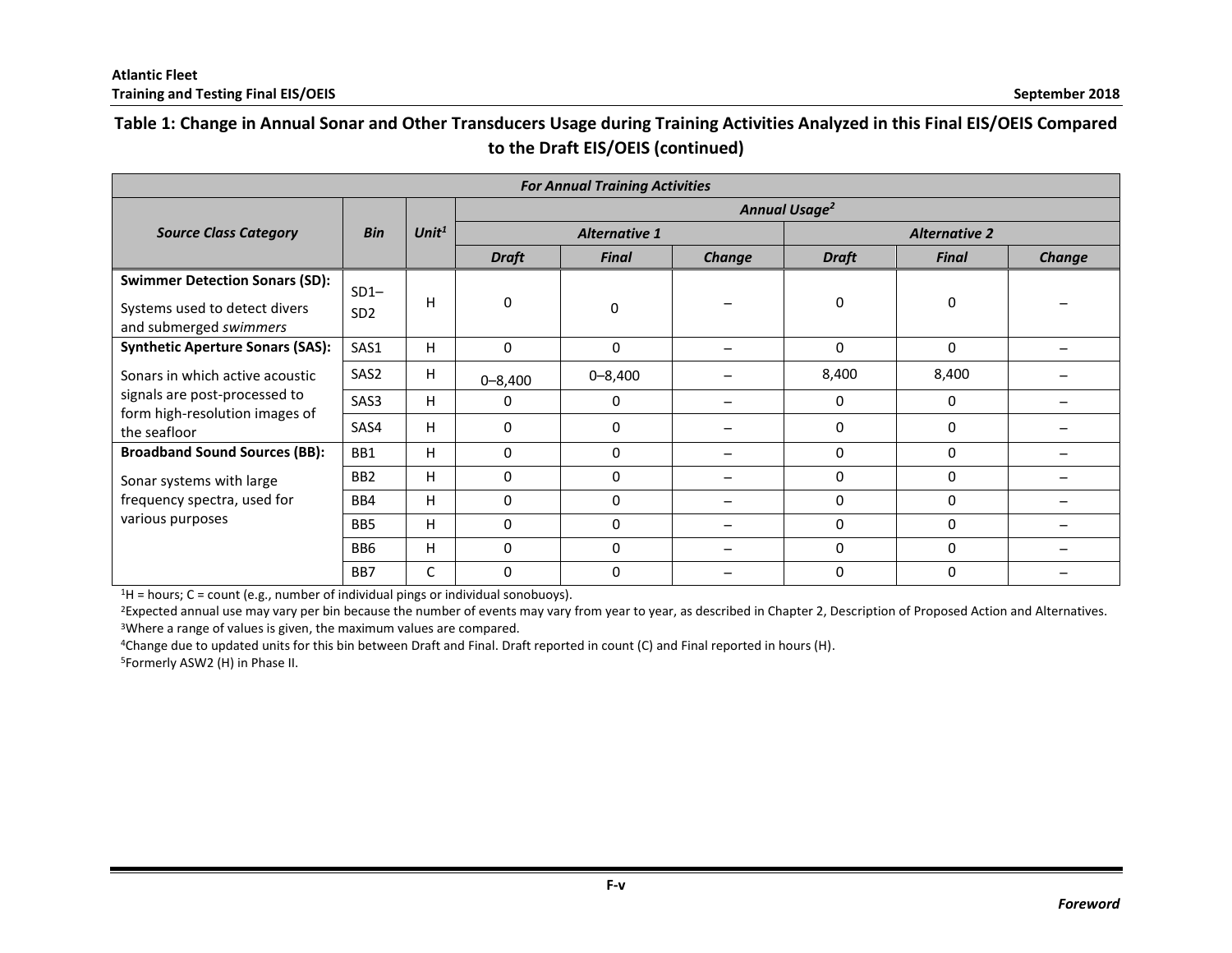**Table 1: Change in Annual Sonar and Other Transducers Usage during Training Activities Analyzed in this Final EIS/OEIS Compared to the Draft EIS/OEIS (continued)**

| *For Annual Training Activities* | | | | | | | | |
|---|---|---|---|---|---|---|---|---|
| ***Source Class Category*** | ***Bin*** | ***Unit***[1] | ***Annual Usage***[2] | | | | | |
| | | | ***Alternative 1*** | | | ***Alternative 2*** | | |
| | | | ***Draft*** | ***Final*** | ***Change*** | ***Draft*** | ***Final*** | ***Change*** |
| **Swimmer Detection Sonars (SD):** Systems used to detect divers and submerged *swimmers* | SD1–SD2 | H | 0 | 0 | – | 0 | 0 | – |
| **Synthetic Aperture Sonars (SAS):** | SAS1 | H | 0 | 0 | – | 0 | 0 | – |
| Sonars in which active acoustic signals are post-processed to form high-resolution images of the seafloor | SAS2 | H | 0–8,400 | 0–8,400 | – | 8,400 | 8,400 | – |
| | SAS3 | H | 0 | 0 | – | 0 | 0 | – |
| | SAS4 | H | 0 | 0 | – | 0 | 0 | – |
| **Broadband Sound Sources (BB):** | BB1 | H | 0 | 0 | – | 0 | 0 | – |
| Sonar systems with large frequency spectra, used for various purposes | BB2 | H | 0 | 0 | – | 0 | 0 | – |
| | BB4 | H | 0 | 0 | – | 0 | 0 | – |
| | BB5 | H | 0 | 0 | – | 0 | 0 | – |
| | BB6 | H | 0 | 0 | – | 0 | 0 | – |
| | BB7 | C | 0 | 0 | – | 0 | 0 | – |

[1]H = hours; C = count (e.g., number of individual pings or individual sonobuoys).
[2]Expected annual use may vary per bin because the number of events may vary from year to year, as described in Chapter 2, Description of Proposed Action and Alternatives.
[3]Where a range of values is given, the maximum values are compared.
[4]Change due to updated units for this bin between Draft and Final. Draft reported in count (C) and Final reported in hours (H).
[5]Formerly ASW2 (H) in Phase II.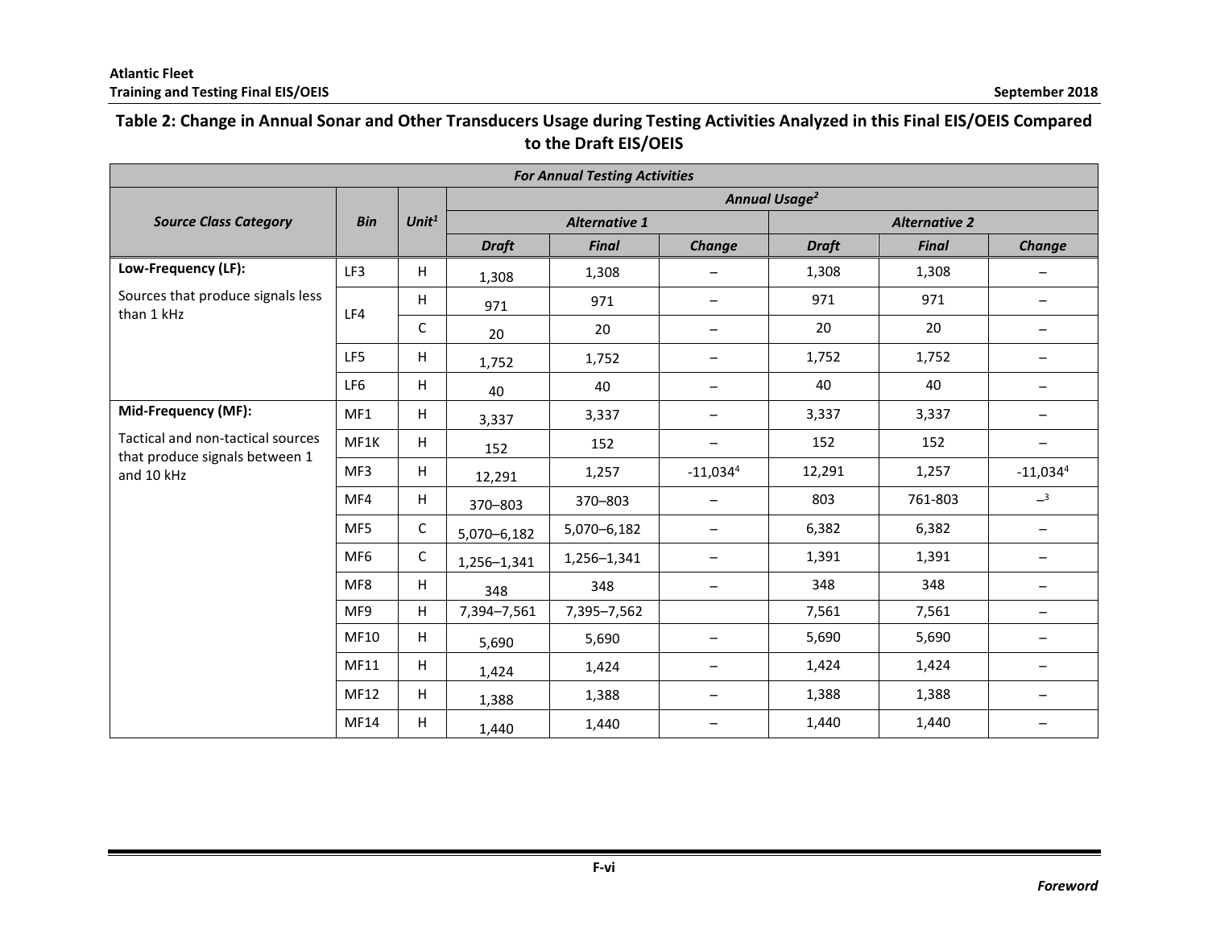**Table 2: Change in Annual Sonar and Other Transducers Usage during Testing Activities Analyzed in this Final EIS/OEIS Compared to the Draft EIS/OEIS**

| *For Annual Testing Activities* | | | | | | | | |
|---|---|---|---|---|---|---|---|---|
| ***Source Class Category*** | ***Bin*** | ***Unit***[1] | ***Annual Usage***[2] | | | | | |
| | | | ***Alternative 1*** | | | ***Alternative 2*** | | |
| | | | ***Draft*** | ***Final*** | ***Change*** | ***Draft*** | ***Final*** | ***Change*** |
| **Low-Frequency (LF):** Sources that produce signals less than 1 kHz | LF3 | H | 1,308 | 1,308 | – | 1,308 | 1,308 | – |
| | LF4 | H | 971 | 971 | – | 971 | 971 | – |
| | | C | 20 | 20 | – | 20 | 20 | – |
| | LF5 | H | 1,752 | 1,752 | – | 1,752 | 1,752 | – |
| | LF6 | H | 40 | 40 | – | 40 | 40 | – |
| **Mid-Frequency (MF):** Tactical and non-tactical sources that produce signals between 1 and 10 kHz | MF1 | H | 3,337 | 3,337 | – | 3,337 | 3,337 | – |
| | MF1K | H | 152 | 152 | – | 152 | 152 | – |
| | MF3 | H | 12,291 | 1,257 | -11,034[4] | 12,291 | 1,257 | -11,034[4] |
| | MF4 | H | 370–803 | 370–803 | – | 803 | 761-803 | –[3] |
| | MF5 | C | 5,070–6,182 | 5,070–6,182 | – | 6,382 | 6,382 | – |
| | MF6 | C | 1,256–1,341 | 1,256–1,341 | – | 1,391 | 1,391 | – |
| | MF8 | H | 348 | 348 | – | 348 | 348 | – |
| | MF9 | H | 7,394–7,561 | 7,395–7,562 | | 7,561 | 7,561 | – |
| | MF10 | H | 5,690 | 5,690 | – | 5,690 | 5,690 | – |
| | MF11 | H | 1,424 | 1,424 | – | 1,424 | 1,424 | – |
| | MF12 | H | 1,388 | 1,388 | – | 1,388 | 1,388 | – |
| | MF14 | H | 1,440 | 1,440 | – | 1,440 | 1,440 | – |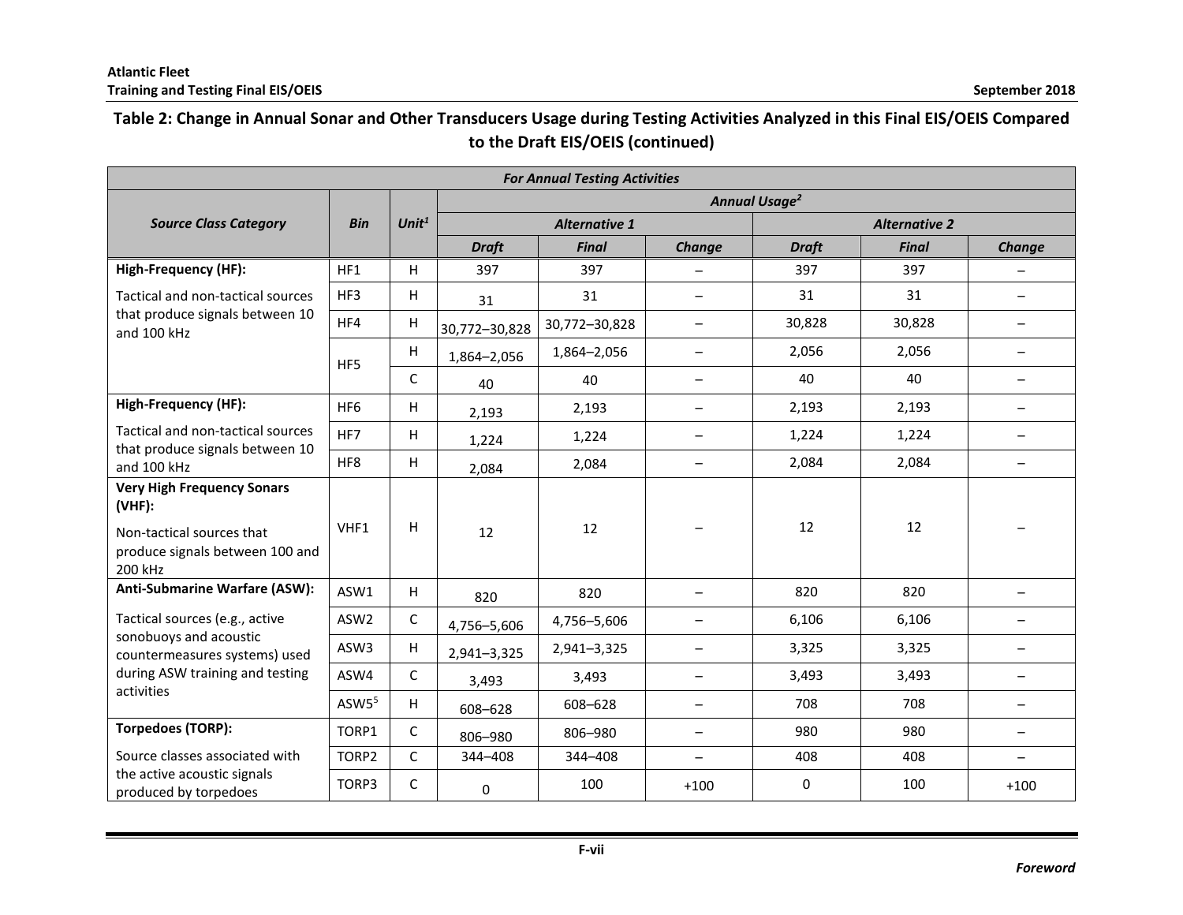**Table 2: Change in Annual Sonar and Other Transducers Usage during Testing Activities Analyzed in this Final EIS/OEIS Compared to the Draft EIS/OEIS (continued)**

| *For Annual Testing Activities* | | | | | | | | |
|---|---|---|---|---|---|---|---|---|
| ***Source Class Category*** | ***Bin*** | ***Unit*[1]** | ***Annual Usage*[2]** | | | | | |
| | | | ***Alternative 1*** | | | ***Alternative 2*** | | |
| | | | ***Draft*** | ***Final*** | ***Change*** | ***Draft*** | ***Final*** | ***Change*** |
| **High-Frequency (HF):** Tactical and non-tactical sources that produce signals between 10 and 100 kHz | HF1 | H | 397 | 397 | – | 397 | 397 | – |
| | HF3 | H | 31 | 31 | – | 31 | 31 | – |
| | HF4 | H | 30,772–30,828 | 30,772–30,828 | – | 30,828 | 30,828 | – |
| | HF5 | H | 1,864–2,056 | 1,864–2,056 | – | 2,056 | 2,056 | – |
| | | C | 40 | 40 | – | 40 | 40 | – |
| **High-Frequency (HF):** Tactical and non-tactical sources that produce signals between 10 and 100 kHz | HF6 | H | 2,193 | 2,193 | – | 2,193 | 2,193 | – |
| | HF7 | H | 1,224 | 1,224 | – | 1,224 | 1,224 | – |
| | HF8 | H | 2,084 | 2,084 | – | 2,084 | 2,084 | – |
| **Very High Frequency Sonars (VHF):** Non-tactical sources that produce signals between 100 and 200 kHz | VHF1 | H | 12 | 12 | – | 12 | 12 | – |
| **Anti-Submarine Warfare (ASW):** Tactical sources (e.g., active sonobuoys and acoustic countermeasures systems) used during ASW training and testing activities | ASW1 | H | 820 | 820 | – | 820 | 820 | – |
| | ASW2 | C | 4,756–5,606 | 4,756–5,606 | – | 6,106 | 6,106 | – |
| | ASW3 | H | 2,941–3,325 | 2,941–3,325 | – | 3,325 | 3,325 | – |
| | ASW4 | C | 3,493 | 3,493 | – | 3,493 | 3,493 | – |
| | ASW5[5] | H | 608–628 | 608–628 | – | 708 | 708 | – |
| **Torpedoes (TORP):** Source classes associated with the active acoustic signals produced by torpedoes | TORP1 | C | 806–980 | 806–980 | – | 980 | 980 | – |
| | TORP2 | C | 344–408 | 344–408 | – | 408 | 408 | – |
| | TORP3 | C | 0 | 100 | +100 | 0 | 100 | +100 |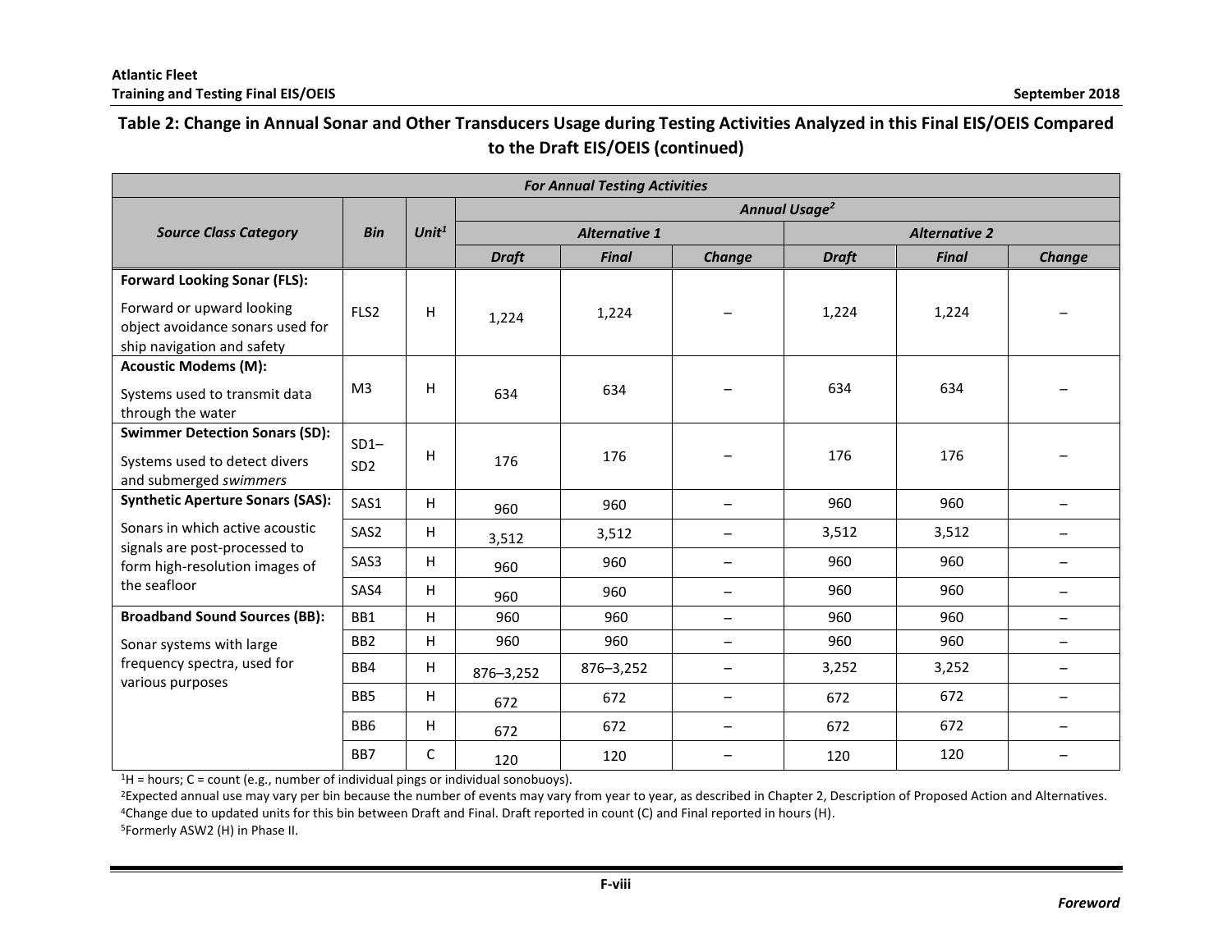## Table 2: Change in Annual Sonar and Other Transducers Usage during Testing Activities Analyzed in this Final EIS/OEIS Compared to the Draft EIS/OEIS (continued)

| *For Annual Testing Activities* | | | | | | | | |
|---|---|---|---|---|---|---|---|---|
| ***Source Class Category*** | ***Bin*** | ***Unit***[1] | ***Annual Usage***[2] | | | | | |
| | | | ***Alternative 1*** | | | ***Alternative 2*** | | |
| | | | ***Draft*** | ***Final*** | ***Change*** | ***Draft*** | ***Final*** | ***Change*** |
| **Forward Looking Sonar (FLS):** Forward or upward looking object avoidance sonars used for ship navigation and safety | FLS2 | H | 1,224 | 1,224 | – | 1,224 | 1,224 | – |
| **Acoustic Modems (M):** Systems used to transmit data through the water | M3 | H | 634 | 634 | – | 634 | 634 | – |
| **Swimmer Detection Sonars (SD):** Systems used to detect divers and submerged *swimmers* | SD1–SD2 | H | 176 | 176 | – | 176 | 176 | – |
| **Synthetic Aperture Sonars (SAS):** Sonars in which active acoustic signals are post-processed to form high-resolution images of the seafloor | SAS1 | H | 960 | 960 | – | 960 | 960 | – |
| | SAS2 | H | 3,512 | 3,512 | – | 3,512 | 3,512 | – |
| | SAS3 | H | 960 | 960 | – | 960 | 960 | – |
| | SAS4 | H | 960 | 960 | – | 960 | 960 | – |
| **Broadband Sound Sources (BB):** Sonar systems with large frequency spectra, used for various purposes | BB1 | H | 960 | 960 | – | 960 | 960 | – |
| | BB2 | H | 960 | 960 | – | 960 | 960 | – |
| | BB4 | H | 876–3,252 | 876–3,252 | – | 3,252 | 3,252 | – |
| | BB5 | H | 672 | 672 | – | 672 | 672 | – |
| | BB6 | H | 672 | 672 | – | 672 | 672 | – |
| | BB7 | C | 120 | 120 | – | 120 | 120 | – |

[1]H = hours; C = count (e.g., number of individual pings or individual sonobuoys).
[2]Expected annual use may vary per bin because the number of events may vary from year to year, as described in Chapter 2, Description of Proposed Action and Alternatives.
[4]Change due to updated units for this bin between Draft and Final. Draft reported in count (C) and Final reported in hours (H).
[5]Formerly ASW2 (H) in Phase II.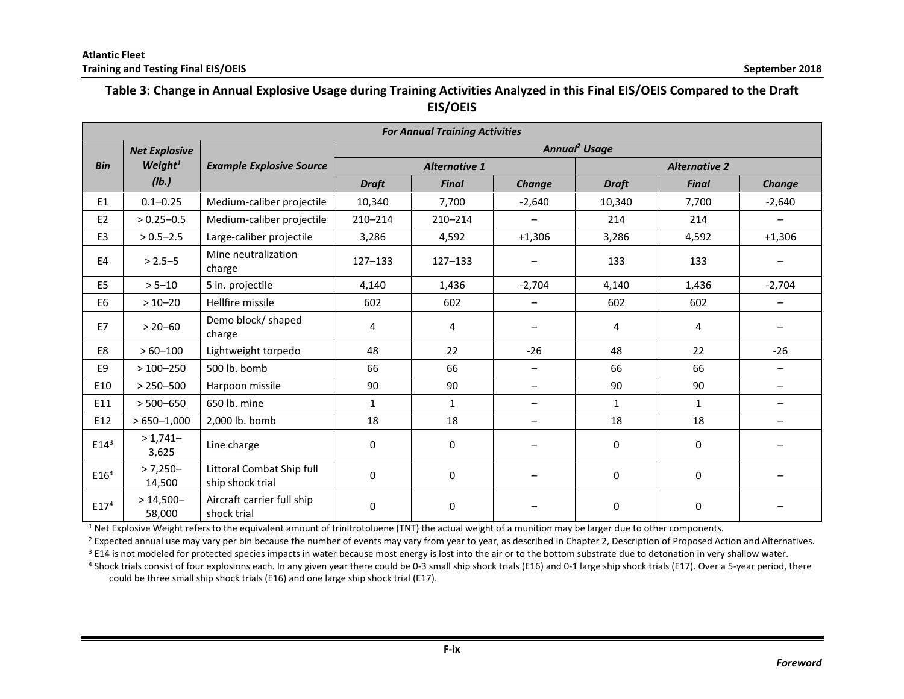**Table 3: Change in Annual Explosive Usage during Training Activities Analyzed in this Final EIS/OEIS Compared to the Draft EIS/OEIS**

| *For Annual Training Activities* | | | | | | | | |
|---|---|---|---|---|---|---|---|---|
| **Bin** | **Net Explosive Weight[1] (lb.)** | **Example Explosive Source** | ***Annual[2] Usage*** | | | | | |
| | | | ***Alternative 1*** | | | ***Alternative 2*** | | |
| | | | ***Draft*** | ***Final*** | ***Change*** | ***Draft*** | ***Final*** | ***Change*** |
| E1 | 0.1–0.25 | Medium-caliber projectile | 10,340 | 7,700 | -2,640 | 10,340 | 7,700 | -2,640 |
| E2 | > 0.25–0.5 | Medium-caliber projectile | 210–214 | 210–214 | – | 214 | 214 | – |
| E3 | > 0.5–2.5 | Large-caliber projectile | 3,286 | 4,592 | +1,306 | 3,286 | 4,592 | +1,306 |
| E4 | > 2.5–5 | Mine neutralization charge | 127–133 | 127–133 | – | 133 | 133 | – |
| E5 | > 5–10 | 5 in. projectile | 4,140 | 1,436 | -2,704 | 4,140 | 1,436 | -2,704 |
| E6 | > 10–20 | Hellfire missile | 602 | 602 | – | 602 | 602 | – |
| E7 | > 20–60 | Demo block/ shaped charge | 4 | 4 | – | 4 | 4 | – |
| E8 | > 60–100 | Lightweight torpedo | 48 | 22 | -26 | 48 | 22 | -26 |
| E9 | > 100–250 | 500 lb. bomb | 66 | 66 | – | 66 | 66 | – |
| E10 | > 250–500 | Harpoon missile | 90 | 90 | – | 90 | 90 | – |
| E11 | > 500–650 | 650 lb. mine | 1 | 1 | – | 1 | 1 | – |
| E12 | > 650–1,000 | 2,000 lb. bomb | 18 | 18 | – | 18 | 18 | – |
| E14[3] | > 1,741–3,625 | Line charge | 0 | 0 | – | 0 | 0 | – |
| E16[4] | > 7,250–14,500 | Littoral Combat Ship full ship shock trial | 0 | 0 | – | 0 | 0 | – |
| E17[4] | > 14,500–58,000 | Aircraft carrier full ship shock trial | 0 | 0 | – | 0 | 0 | – |

[1] Net Explosive Weight refers to the equivalent amount of trinitrotoluene (TNT) the actual weight of a munition may be larger due to other components.

[2] Expected annual use may vary per bin because the number of events may vary from year to year, as described in Chapter 2, Description of Proposed Action and Alternatives.

[3] E14 is not modeled for protected species impacts in water because most energy is lost into the air or to the bottom substrate due to detonation in very shallow water.

[4] Shock trials consist of four explosions each. In any given year there could be 0-3 small ship shock trials (E16) and 0-1 large ship shock trials (E17). Over a 5-year period, there could be three small ship shock trials (E16) and one large ship shock trial (E17).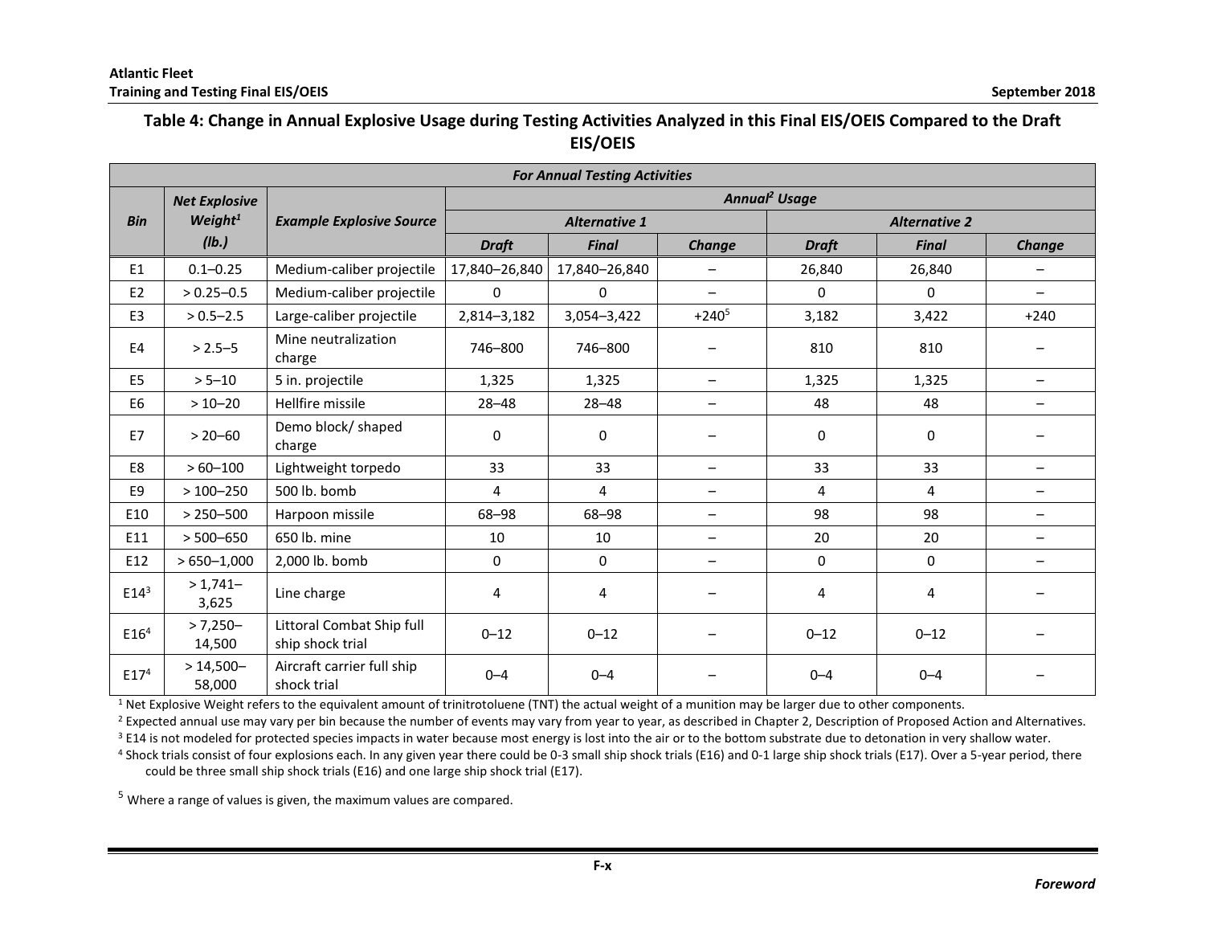### Table 4: Change in Annual Explosive Usage during Testing Activities Analyzed in this Final EIS/OEIS Compared to the Draft EIS/OEIS

| *For Annual Testing Activities* | | | | | | | | |
|---|---|---|---|---|---|---|---|---|
| ***Bin*** | ***Net Explosive Weight[1] (lb.)*** | ***Example Explosive Source*** | ***Annual[2] Usage*** | | | | | |
| | | | ***Alternative 1*** | | | ***Alternative 2*** | | |
| | | | ***Draft*** | ***Final*** | ***Change*** | ***Draft*** | ***Final*** | ***Change*** |
| E1 | 0.1–0.25 | Medium-caliber projectile | 17,840–26,840 | 17,840–26,840 | – | 26,840 | 26,840 | – |
| E2 | > 0.25–0.5 | Medium-caliber projectile | 0 | 0 | – | 0 | 0 | – |
| E3 | > 0.5–2.5 | Large-caliber projectile | 2,814–3,182 | 3,054–3,422 | +240[5] | 3,182 | 3,422 | +240 |
| E4 | > 2.5–5 | Mine neutralization charge | 746–800 | 746–800 | – | 810 | 810 | – |
| E5 | > 5–10 | 5 in. projectile | 1,325 | 1,325 | – | 1,325 | 1,325 | – |
| E6 | > 10–20 | Hellfire missile | 28–48 | 28–48 | – | 48 | 48 | – |
| E7 | > 20–60 | Demo block/ shaped charge | 0 | 0 | – | 0 | 0 | – |
| E8 | > 60–100 | Lightweight torpedo | 33 | 33 | – | 33 | 33 | – |
| E9 | > 100–250 | 500 lb. bomb | 4 | 4 | – | 4 | 4 | – |
| E10 | > 250–500 | Harpoon missile | 68–98 | 68–98 | – | 98 | 98 | – |
| E11 | > 500–650 | 650 lb. mine | 10 | 10 | – | 20 | 20 | – |
| E12 | > 650–1,000 | 2,000 lb. bomb | 0 | 0 | – | 0 | 0 | – |
| E14[3] | > 1,741–3,625 | Line charge | 4 | 4 | – | 4 | 4 | – |
| E16[4] | > 7,250–14,500 | Littoral Combat Ship full ship shock trial | 0–12 | 0–12 | – | 0–12 | 0–12 | – |
| E17[4] | > 14,500–58,000 | Aircraft carrier full ship shock trial | 0–4 | 0–4 | – | 0–4 | 0–4 | – |

[1] Net Explosive Weight refers to the equivalent amount of trinitrotoluene (TNT) the actual weight of a munition may be larger due to other components.

[2] Expected annual use may vary per bin because the number of events may vary from year to year, as described in Chapter 2, Description of Proposed Action and Alternatives.

[3] E14 is not modeled for protected species impacts in water because most energy is lost into the air or to the bottom substrate due to detonation in very shallow water.

[4] Shock trials consist of four explosions each. In any given year there could be 0-3 small ship shock trials (E16) and 0-1 large ship shock trials (E17). Over a 5-year period, there could be three small ship shock trials (E16) and one large ship shock trial (E17).

[5] Where a range of values is given, the maximum values are compared.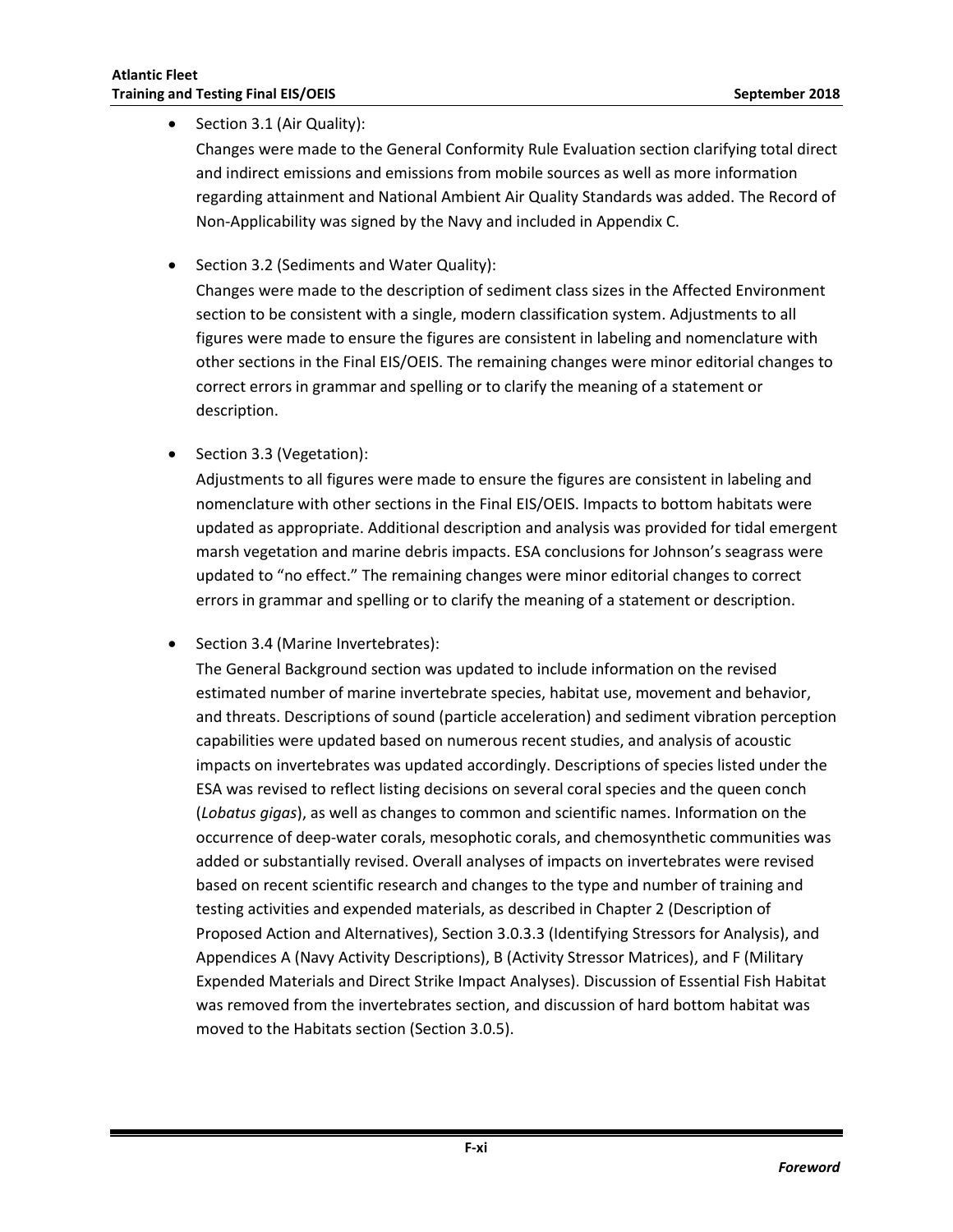- Section 3.1 (Air Quality):

  Changes were made to the General Conformity Rule Evaluation section clarifying total direct and indirect emissions and emissions from mobile sources as well as more information regarding attainment and National Ambient Air Quality Standards was added. The Record of Non-Applicability was signed by the Navy and included in Appendix C.

- Section 3.2 (Sediments and Water Quality):

  Changes were made to the description of sediment class sizes in the Affected Environment section to be consistent with a single, modern classification system. Adjustments to all figures were made to ensure the figures are consistent in labeling and nomenclature with other sections in the Final EIS/OEIS. The remaining changes were minor editorial changes to correct errors in grammar and spelling or to clarify the meaning of a statement or description.

- Section 3.3 (Vegetation):

  Adjustments to all figures were made to ensure the figures are consistent in labeling and nomenclature with other sections in the Final EIS/OEIS. Impacts to bottom habitats were updated as appropriate. Additional description and analysis was provided for tidal emergent marsh vegetation and marine debris impacts. ESA conclusions for Johnson's seagrass were updated to "no effect." The remaining changes were minor editorial changes to correct errors in grammar and spelling or to clarify the meaning of a statement or description.

- Section 3.4 (Marine Invertebrates):

  The General Background section was updated to include information on the revised estimated number of marine invertebrate species, habitat use, movement and behavior, and threats. Descriptions of sound (particle acceleration) and sediment vibration perception capabilities were updated based on numerous recent studies, and analysis of acoustic impacts on invertebrates was updated accordingly. Descriptions of species listed under the ESA was revised to reflect listing decisions on several coral species and the queen conch (*Lobatus gigas*), as well as changes to common and scientific names. Information on the occurrence of deep-water corals, mesophotic corals, and chemosynthetic communities was added or substantially revised. Overall analyses of impacts on invertebrates were revised based on recent scientific research and changes to the type and number of training and testing activities and expended materials, as described in Chapter 2 (Description of Proposed Action and Alternatives), Section 3.0.3.3 (Identifying Stressors for Analysis), and Appendices A (Navy Activity Descriptions), B (Activity Stressor Matrices), and F (Military Expended Materials and Direct Strike Impact Analyses). Discussion of Essential Fish Habitat was removed from the invertebrates section, and discussion of hard bottom habitat was moved to the Habitats section (Section 3.0.5).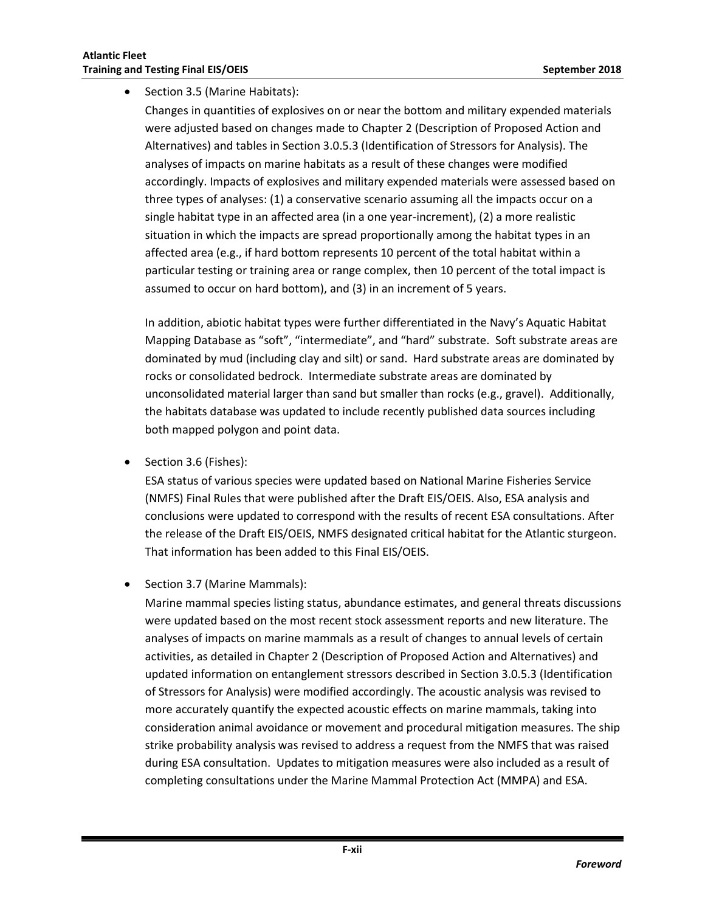- Section 3.5 (Marine Habitats):

  Changes in quantities of explosives on or near the bottom and military expended materials were adjusted based on changes made to Chapter 2 (Description of Proposed Action and Alternatives) and tables in Section 3.0.5.3 (Identification of Stressors for Analysis). The analyses of impacts on marine habitats as a result of these changes were modified accordingly. Impacts of explosives and military expended materials were assessed based on three types of analyses: (1) a conservative scenario assuming all the impacts occur on a single habitat type in an affected area (in a one year-increment), (2) a more realistic situation in which the impacts are spread proportionally among the habitat types in an affected area (e.g., if hard bottom represents 10 percent of the total habitat within a particular testing or training area or range complex, then 10 percent of the total impact is assumed to occur on hard bottom), and (3) in an increment of 5 years.

  In addition, abiotic habitat types were further differentiated in the Navy's Aquatic Habitat Mapping Database as "soft", "intermediate", and "hard" substrate. Soft substrate areas are dominated by mud (including clay and silt) or sand. Hard substrate areas are dominated by rocks or consolidated bedrock. Intermediate substrate areas are dominated by unconsolidated material larger than sand but smaller than rocks (e.g., gravel). Additionally, the habitats database was updated to include recently published data sources including both mapped polygon and point data.

- Section 3.6 (Fishes):

  ESA status of various species were updated based on National Marine Fisheries Service (NMFS) Final Rules that were published after the Draft EIS/OEIS. Also, ESA analysis and conclusions were updated to correspond with the results of recent ESA consultations. After the release of the Draft EIS/OEIS, NMFS designated critical habitat for the Atlantic sturgeon. That information has been added to this Final EIS/OEIS.

- Section 3.7 (Marine Mammals):

  Marine mammal species listing status, abundance estimates, and general threats discussions were updated based on the most recent stock assessment reports and new literature. The analyses of impacts on marine mammals as a result of changes to annual levels of certain activities, as detailed in Chapter 2 (Description of Proposed Action and Alternatives) and updated information on entanglement stressors described in Section 3.0.5.3 (Identification of Stressors for Analysis) were modified accordingly. The acoustic analysis was revised to more accurately quantify the expected acoustic effects on marine mammals, taking into consideration animal avoidance or movement and procedural mitigation measures. The ship strike probability analysis was revised to address a request from the NMFS that was raised during ESA consultation. Updates to mitigation measures were also included as a result of completing consultations under the Marine Mammal Protection Act (MMPA) and ESA.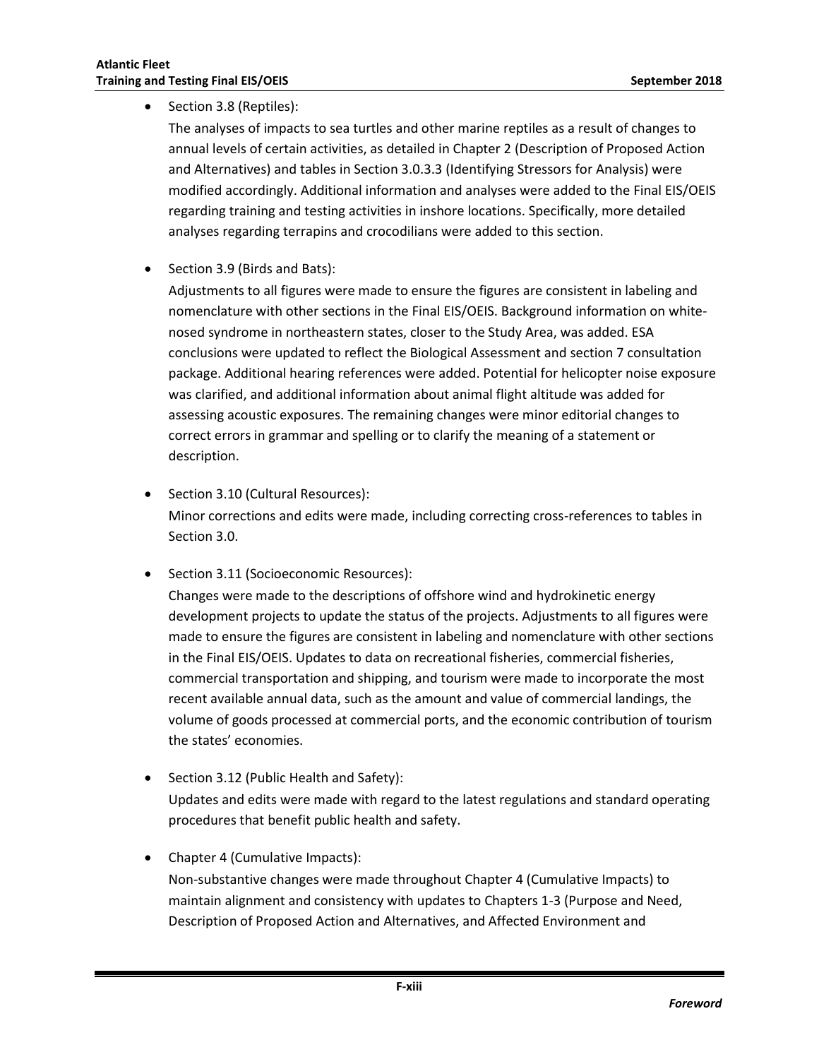- Section 3.8 (Reptiles):

  The analyses of impacts to sea turtles and other marine reptiles as a result of changes to annual levels of certain activities, as detailed in Chapter 2 (Description of Proposed Action and Alternatives) and tables in Section 3.0.3.3 (Identifying Stressors for Analysis) were modified accordingly. Additional information and analyses were added to the Final EIS/OEIS regarding training and testing activities in inshore locations. Specifically, more detailed analyses regarding terrapins and crocodilians were added to this section.

- Section 3.9 (Birds and Bats):

  Adjustments to all figures were made to ensure the figures are consistent in labeling and nomenclature with other sections in the Final EIS/OEIS. Background information on white-nosed syndrome in northeastern states, closer to the Study Area, was added. ESA conclusions were updated to reflect the Biological Assessment and section 7 consultation package. Additional hearing references were added. Potential for helicopter noise exposure was clarified, and additional information about animal flight altitude was added for assessing acoustic exposures. The remaining changes were minor editorial changes to correct errors in grammar and spelling or to clarify the meaning of a statement or description.

- Section 3.10 (Cultural Resources):

  Minor corrections and edits were made, including correcting cross-references to tables in Section 3.0.

- Section 3.11 (Socioeconomic Resources):

  Changes were made to the descriptions of offshore wind and hydrokinetic energy development projects to update the status of the projects. Adjustments to all figures were made to ensure the figures are consistent in labeling and nomenclature with other sections in the Final EIS/OEIS. Updates to data on recreational fisheries, commercial fisheries, commercial transportation and shipping, and tourism were made to incorporate the most recent available annual data, such as the amount and value of commercial landings, the volume of goods processed at commercial ports, and the economic contribution of tourism the states' economies.

- Section 3.12 (Public Health and Safety):

  Updates and edits were made with regard to the latest regulations and standard operating procedures that benefit public health and safety.

- Chapter 4 (Cumulative Impacts):

  Non-substantive changes were made throughout Chapter 4 (Cumulative Impacts) to maintain alignment and consistency with updates to Chapters 1-3 (Purpose and Need, Description of Proposed Action and Alternatives, and Affected Environment and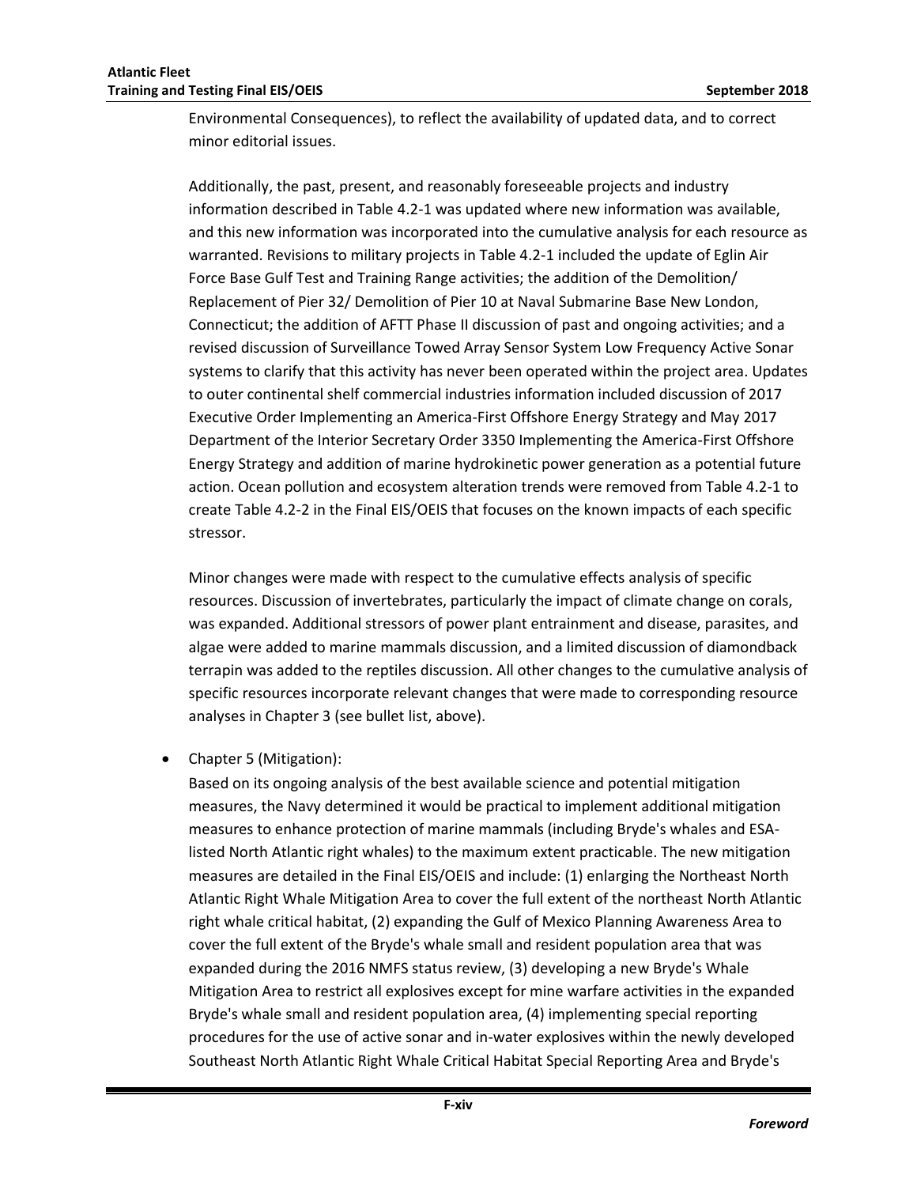Environmental Consequences), to reflect the availability of updated data, and to correct minor editorial issues.

Additionally, the past, present, and reasonably foreseeable projects and industry information described in Table 4.2-1 was updated where new information was available, and this new information was incorporated into the cumulative analysis for each resource as warranted. Revisions to military projects in Table 4.2-1 included the update of Eglin Air Force Base Gulf Test and Training Range activities; the addition of the Demolition/ Replacement of Pier 32/ Demolition of Pier 10 at Naval Submarine Base New London, Connecticut; the addition of AFTT Phase II discussion of past and ongoing activities; and a revised discussion of Surveillance Towed Array Sensor System Low Frequency Active Sonar systems to clarify that this activity has never been operated within the project area. Updates to outer continental shelf commercial industries information included discussion of 2017 Executive Order Implementing an America-First Offshore Energy Strategy and May 2017 Department of the Interior Secretary Order 3350 Implementing the America-First Offshore Energy Strategy and addition of marine hydrokinetic power generation as a potential future action. Ocean pollution and ecosystem alteration trends were removed from Table 4.2-1 to create Table 4.2-2 in the Final EIS/OEIS that focuses on the known impacts of each specific stressor.

Minor changes were made with respect to the cumulative effects analysis of specific resources. Discussion of invertebrates, particularly the impact of climate change on corals, was expanded. Additional stressors of power plant entrainment and disease, parasites, and algae were added to marine mammals discussion, and a limited discussion of diamondback terrapin was added to the reptiles discussion. All other changes to the cumulative analysis of specific resources incorporate relevant changes that were made to corresponding resource analyses in Chapter 3 (see bullet list, above).

- Chapter 5 (Mitigation):
  Based on its ongoing analysis of the best available science and potential mitigation measures, the Navy determined it would be practical to implement additional mitigation measures to enhance protection of marine mammals (including Bryde's whales and ESA-listed North Atlantic right whales) to the maximum extent practicable. The new mitigation measures are detailed in the Final EIS/OEIS and include: (1) enlarging the Northeast North Atlantic Right Whale Mitigation Area to cover the full extent of the northeast North Atlantic right whale critical habitat, (2) expanding the Gulf of Mexico Planning Awareness Area to cover the full extent of the Bryde's whale small and resident population area that was expanded during the 2016 NMFS status review, (3) developing a new Bryde's Whale Mitigation Area to restrict all explosives except for mine warfare activities in the expanded Bryde's whale small and resident population area, (4) implementing special reporting procedures for the use of active sonar and in-water explosives within the newly developed Southeast North Atlantic Right Whale Critical Habitat Special Reporting Area and Bryde's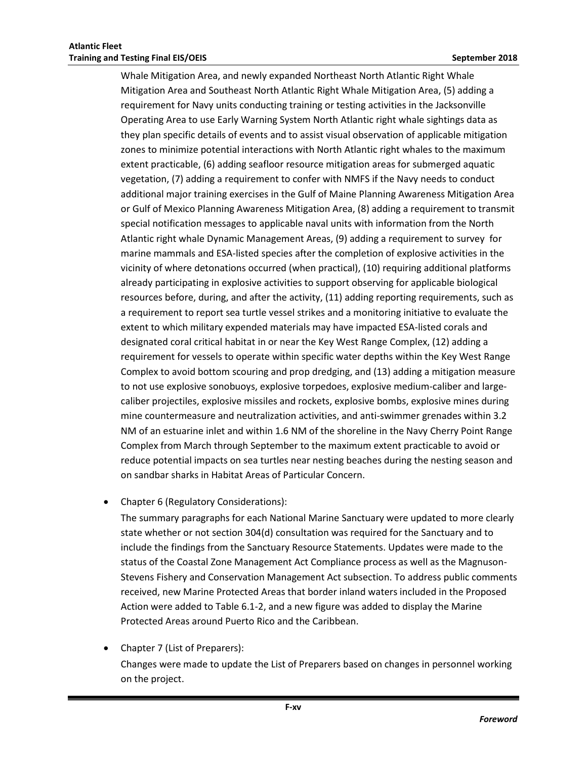Whale Mitigation Area, and newly expanded Northeast North Atlantic Right Whale Mitigation Area and Southeast North Atlantic Right Whale Mitigation Area, (5) adding a requirement for Navy units conducting training or testing activities in the Jacksonville Operating Area to use Early Warning System North Atlantic right whale sightings data as they plan specific details of events and to assist visual observation of applicable mitigation zones to minimize potential interactions with North Atlantic right whales to the maximum extent practicable, (6) adding seafloor resource mitigation areas for submerged aquatic vegetation, (7) adding a requirement to confer with NMFS if the Navy needs to conduct additional major training exercises in the Gulf of Maine Planning Awareness Mitigation Area or Gulf of Mexico Planning Awareness Mitigation Area, (8) adding a requirement to transmit special notification messages to applicable naval units with information from the North Atlantic right whale Dynamic Management Areas, (9) adding a requirement to survey for marine mammals and ESA-listed species after the completion of explosive activities in the vicinity of where detonations occurred (when practical), (10) requiring additional platforms already participating in explosive activities to support observing for applicable biological resources before, during, and after the activity, (11) adding reporting requirements, such as a requirement to report sea turtle vessel strikes and a monitoring initiative to evaluate the extent to which military expended materials may have impacted ESA-listed corals and designated coral critical habitat in or near the Key West Range Complex, (12) adding a requirement for vessels to operate within specific water depths within the Key West Range Complex to avoid bottom scouring and prop dredging, and (13) adding a mitigation measure to not use explosive sonobuoys, explosive torpedoes, explosive medium-caliber and large-caliber projectiles, explosive missiles and rockets, explosive bombs, explosive mines during mine countermeasure and neutralization activities, and anti-swimmer grenades within 3.2 NM of an estuarine inlet and within 1.6 NM of the shoreline in the Navy Cherry Point Range Complex from March through September to the maximum extent practicable to avoid or reduce potential impacts on sea turtles near nesting beaches during the nesting season and on sandbar sharks in Habitat Areas of Particular Concern.

- Chapter 6 (Regulatory Considerations):

  The summary paragraphs for each National Marine Sanctuary were updated to more clearly state whether or not section 304(d) consultation was required for the Sanctuary and to include the findings from the Sanctuary Resource Statements. Updates were made to the status of the Coastal Zone Management Act Compliance process as well as the Magnuson-Stevens Fishery and Conservation Management Act subsection. To address public comments received, new Marine Protected Areas that border inland waters included in the Proposed Action were added to Table 6.1-2, and a new figure was added to display the Marine Protected Areas around Puerto Rico and the Caribbean.

- Chapter 7 (List of Preparers):

  Changes were made to update the List of Preparers based on changes in personnel working on the project.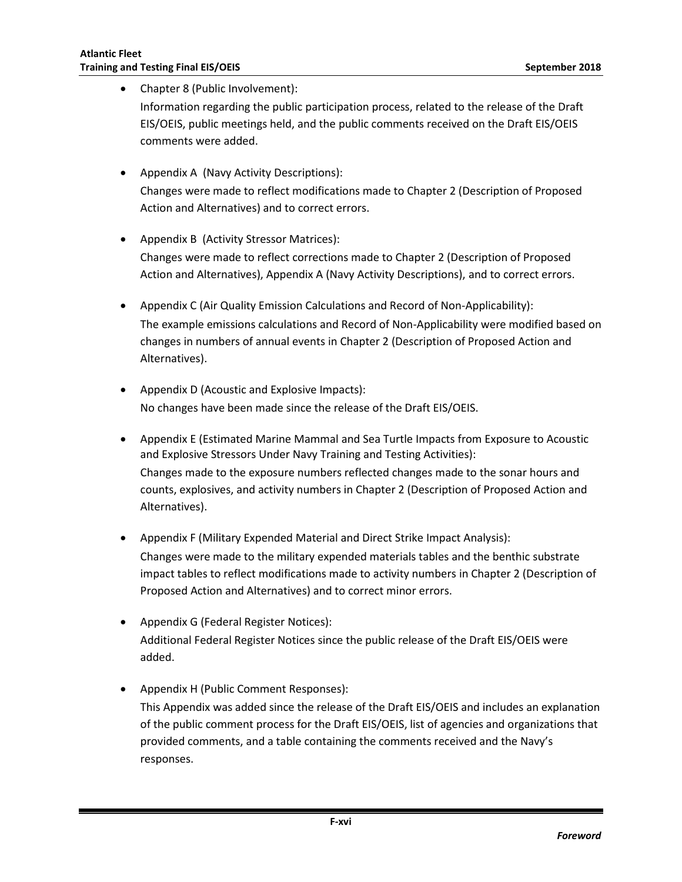- Chapter 8 (Public Involvement):
  Information regarding the public participation process, related to the release of the Draft EIS/OEIS, public meetings held, and the public comments received on the Draft EIS/OEIS comments were added.

- Appendix A (Navy Activity Descriptions):
  Changes were made to reflect modifications made to Chapter 2 (Description of Proposed Action and Alternatives) and to correct errors.

- Appendix B (Activity Stressor Matrices):
  Changes were made to reflect corrections made to Chapter 2 (Description of Proposed Action and Alternatives), Appendix A (Navy Activity Descriptions), and to correct errors.

- Appendix C (Air Quality Emission Calculations and Record of Non-Applicability):
  The example emissions calculations and Record of Non-Applicability were modified based on changes in numbers of annual events in Chapter 2 (Description of Proposed Action and Alternatives).

- Appendix D (Acoustic and Explosive Impacts):
  No changes have been made since the release of the Draft EIS/OEIS.

- Appendix E (Estimated Marine Mammal and Sea Turtle Impacts from Exposure to Acoustic and Explosive Stressors Under Navy Training and Testing Activities):
  Changes made to the exposure numbers reflected changes made to the sonar hours and counts, explosives, and activity numbers in Chapter 2 (Description of Proposed Action and Alternatives).

- Appendix F (Military Expended Material and Direct Strike Impact Analysis):
  Changes were made to the military expended materials tables and the benthic substrate impact tables to reflect modifications made to activity numbers in Chapter 2 (Description of Proposed Action and Alternatives) and to correct minor errors.

- Appendix G (Federal Register Notices):
  Additional Federal Register Notices since the public release of the Draft EIS/OEIS were added.

- Appendix H (Public Comment Responses):
  This Appendix was added since the release of the Draft EIS/OEIS and includes an explanation of the public comment process for the Draft EIS/OEIS, list of agencies and organizations that provided comments, and a table containing the comments received and the Navy's responses.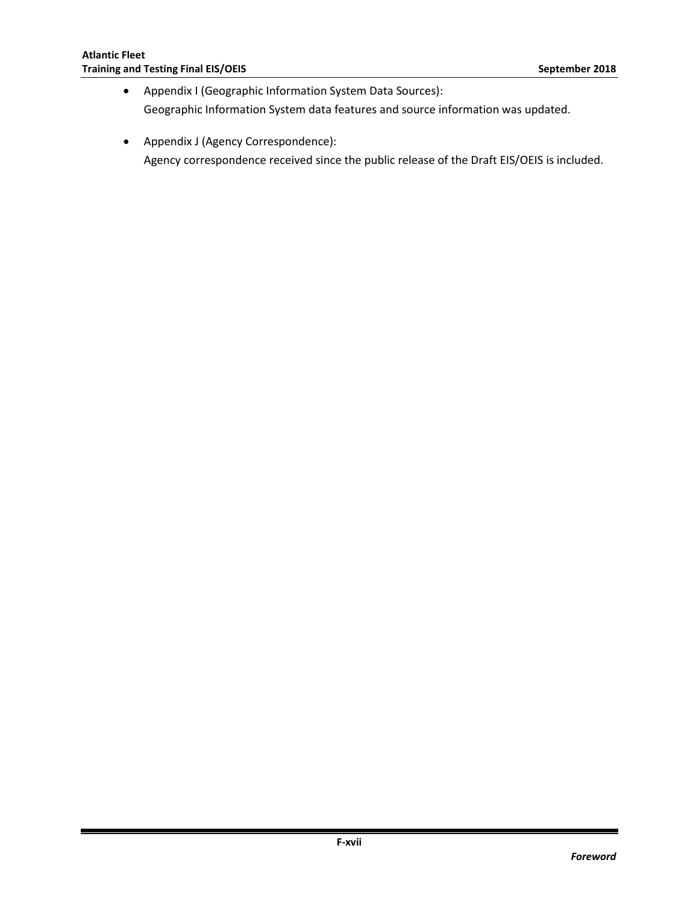- Appendix I (Geographic Information System Data Sources):
  Geographic Information System data features and source information was updated.

- Appendix J (Agency Correspondence):
  Agency correspondence received since the public release of the Draft EIS/OEIS is included.